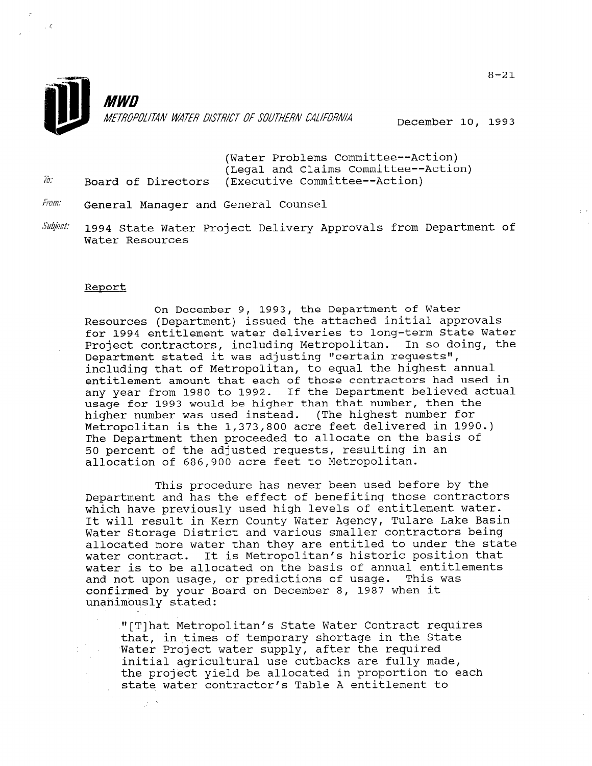8-21

**MWD**

*METROPOLITAN WATER DISTRICT OF SOUTHERN CALIFORNIA*

December 10, 1993

To: Board of Directors (Water Problems Committee--Action) (Legal and Claims Committee--Action) (Executive Committee--Action)

From: General Manager and General Counsel

Subject: 1994 State Water Project Delivery Approvals from Department of Water Resources

## Report

On December 9, 1993, the Department of Water Resources (Department) issued the attached initial approvals for 1994 entitlement water deliveries to long-term State Water Project contractors, including Metropolitan. In so doing, the Department stated it was adjusting "certain requests", including that of Metropolitan, to equal the highest annual entitlement amount that each of those contractors had used in any year from 1980 to 1992. If the Department believed actual usage for 1993 would be higher than that number, then the higher number was used instead. (The highest number for Metropolitan is the 1,373,800 acre feet delivered in 1990.) The Department then proceeded to allocate on the basis of 50 percent of the adjusted requests, resulting in an allocation of 686,900 acre feet to Metropolitan.

This procedure has never been used before by the Department and has the effect of benefiting those contractors which have previously used high levels of entitlement water. It will result in Kern County Water Agency, Tulare Lake Basin Water Storage District and various smaller contractors being allocated more water than they are entitled to under the state water contract. It is Metropolitan's historic position that water is to be allocated on the basis of annual entitlements and not upon usage, or predictions of usage. This was confirmed by your Board on December 8, 1987 when it unanimously stated:

> "[T]hat Metropolitan's State Water Contract requires that, in times of temporary shortage in the State Water Project water supply, after the required initial agricultural use cutbacks are fully made, the project yield be allocated in proportion to each state water contractor's Table A entitlement to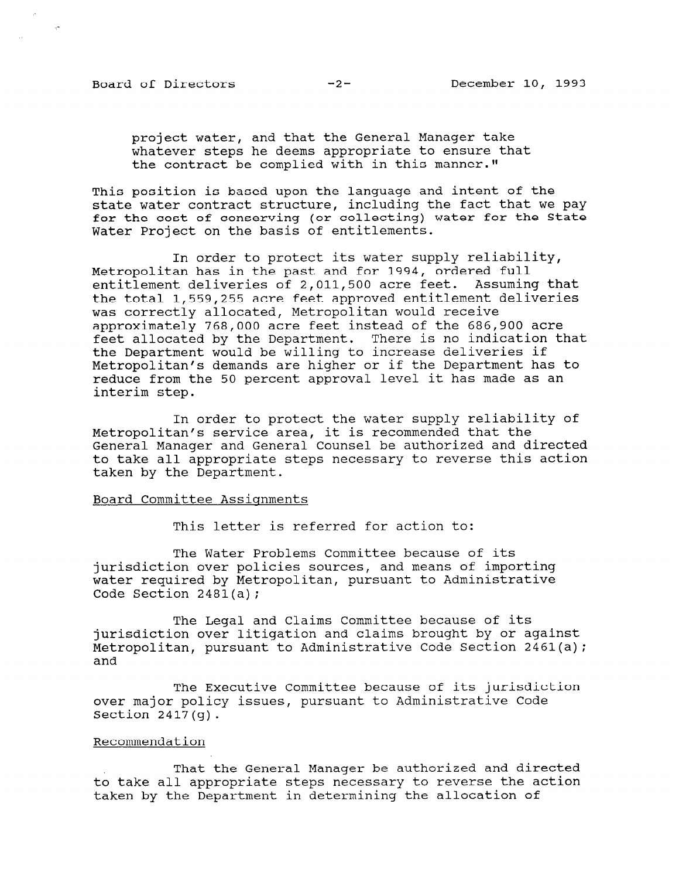project water, and that the General Manager take whatever steps he deems appropriate to ensure that the contract be complied with in this manner."

This position is based upon the language and intent of the state water contract structure, including the fact that we pay for the cost of conserving (or collecting) water for the State Water Project on the basis of entitlements.

In order to protect its water supply reliability, Metropolitan has in the past and for 1994, ordered full entitlement deliveries of 2,011,500 acre feet. Assuming that the total 1,559,255 acre feet approved entitlement deliveries was correctly allocated, Metropolitan would receive approximately 768,000 acre feet instead of the 686,900 acre feet allocated by the Department. There is no indication that the Department would be willing to increase deliveries if Metropolitan's demands are higher or if the Department has to reduce from the 50 percent approval level it has made as an interim step.

In order to protect the water supply reliability of Metropolitan's service area, it is recommended that the General Manager and General Counsel be authorized and directed to take all appropriate steps necessary to reverse this action taken by the Department.

## Board Committee Assignments

This letter is referred for action to:

The Water Problems Committee because of its jurisdiction over policies sources, and means of importing water required by Metropolitan, pursuant to Administrative Code Section 2481(a);

The Legal and Claims Committee because of its jurisdiction over litigation and claims brought by or against Metropolitan, pursuant to Administrative Code Section 2461(a); and

The Executive Committee because of its jurisdiction over major policy issues, pursuant to Administrative Code Section 2417(g).

## Recommendation

That the General Manager be authorized and directed to take all appropriate steps necessary to reverse the action taken by the Department in determining the allocation of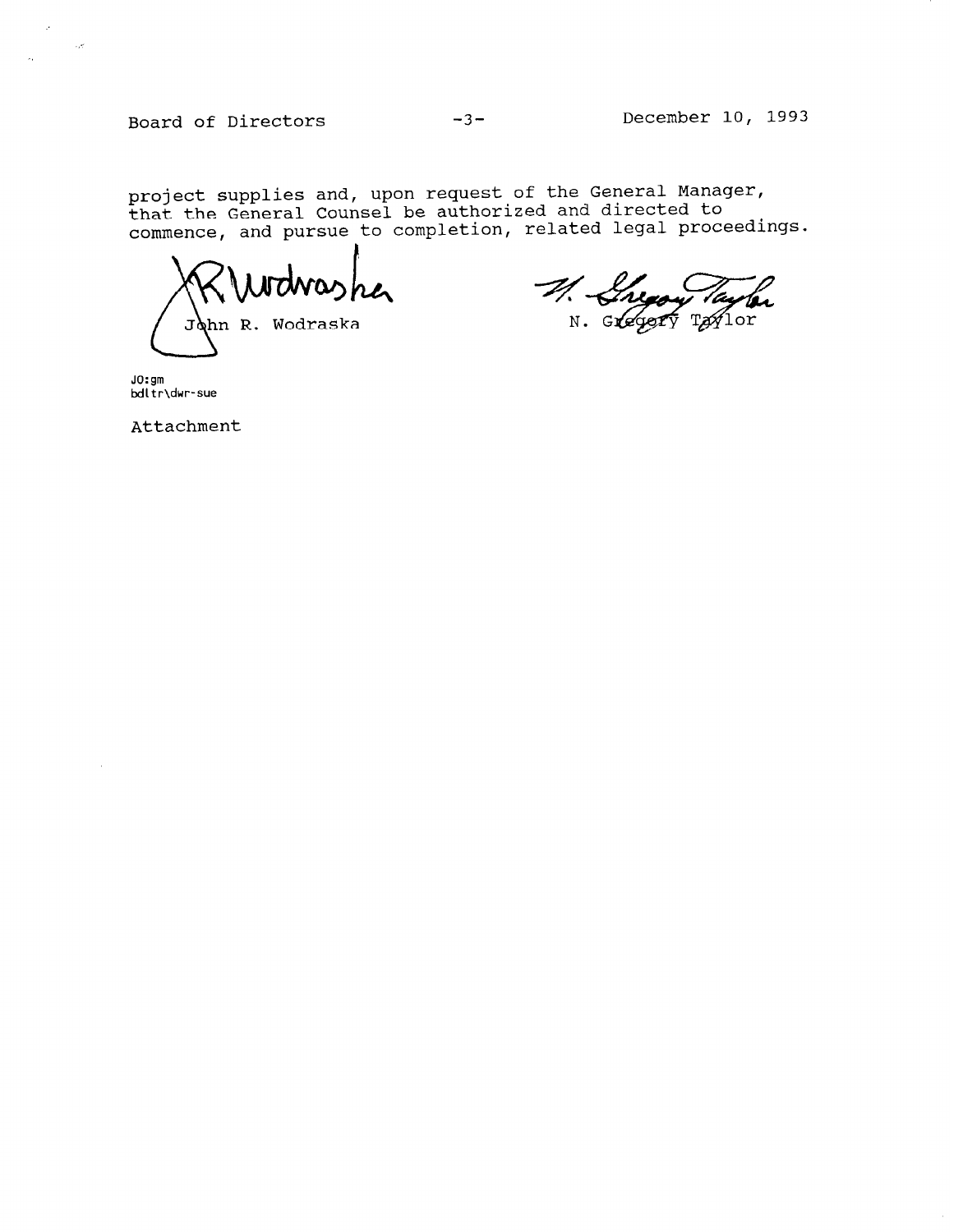project supplies and, upon request of the General Manager, that the General Counsel be authorized and directed to commence, and pursue to completion, related legal proceedings.

John R. Wodraska

N. Gregory Taylor

JO:gm
bdltr\dwr-sue

Attachment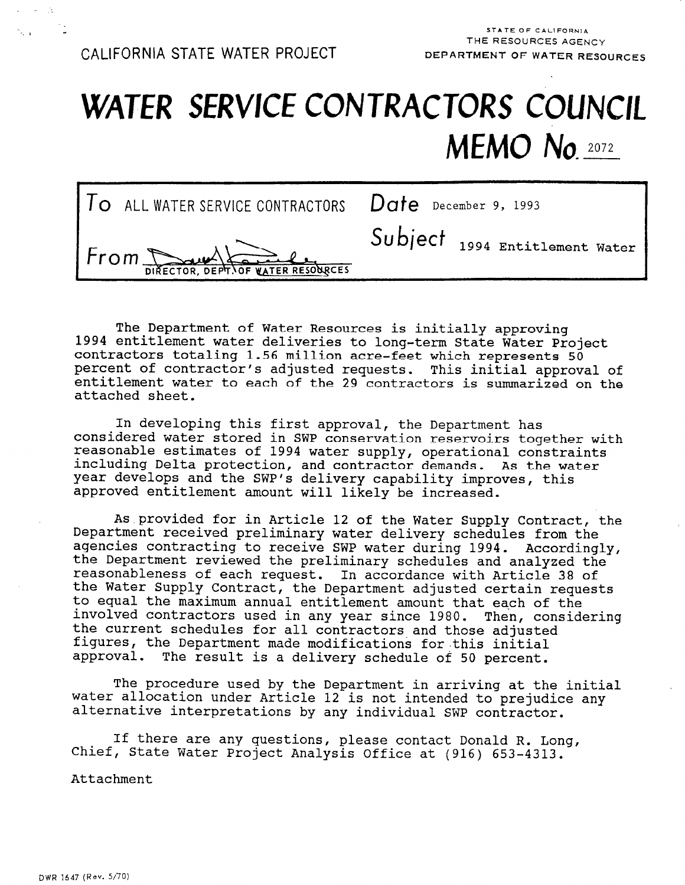CALIFORNIA STATE WATER PROJECT

STATE OF CALIFORNIA
THE RESOURCES AGENCY
DEPARTMENT OF WATER RESOURCES

# WATER SERVICE CONTRACTORS COUNCIL
## MEMO No. 2072

| | |
|---|---|
| To ALL WATER SERVICE CONTRACTORS | Date December 9, 1993 |
| From DIRECTOR, DEPT. OF WATER RESOURCES | Subject 1994 Entitlement Water |

The Department of Water Resources is initially approving 1994 entitlement water deliveries to long-term State Water Project contractors totaling 1.56 million acre-feet which represents 50 percent of contractor's adjusted requests. This initial approval of entitlement water to each of the 29 contractors is summarized on the attached sheet.

In developing this first approval, the Department has considered water stored in SWP conservation reservoirs together with reasonable estimates of 1994 water supply, operational constraints including Delta protection, and contractor demands. As the water year develops and the SWP's delivery capability improves, this approved entitlement amount will likely be increased.

As provided for in Article 12 of the Water Supply Contract, the Department received preliminary water delivery schedules from the agencies contracting to receive SWP water during 1994. Accordingly, the Department reviewed the preliminary schedules and analyzed the reasonableness of each request. In accordance with Article 38 of the Water Supply Contract, the Department adjusted certain requests to equal the maximum annual entitlement amount that each of the involved contractors used in any year since 1980. Then, considering the current schedules for all contractors and those adjusted figures, the Department made modifications for this initial approval. The result is a delivery schedule of 50 percent.

The procedure used by the Department in arriving at the initial water allocation under Article 12 is not intended to prejudice any alternative interpretations by any individual SWP contractor.

If there are any questions, please contact Donald R. Long, Chief, State Water Project Analysis Office at (916) 653-4313.

Attachment

DWR 1647 (Rev. 5/70)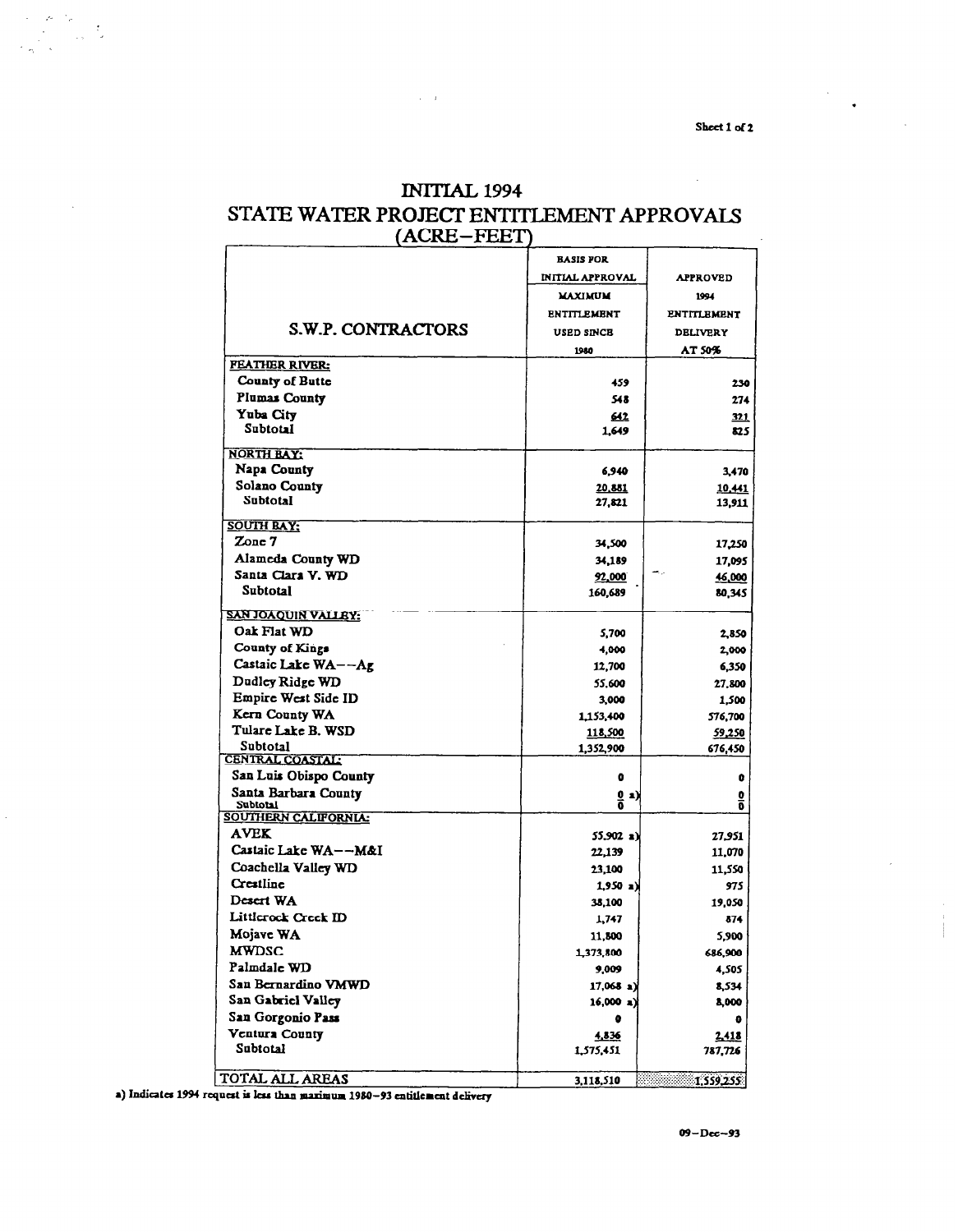Sheet 1 of 2

# INITIAL 1994
# STATE WATER PROJECT ENTITLEMENT APPROVALS
## (ACRE-FEET)

| S.W.P. CONTRACTORS | BASIS FOR INITIAL APPROVAL MAXIMUM ENTITLEMENT USED SINCE 1980 | APPROVED 1994 ENTITLEMENT DELIVERY AT 50% |
|---|---|---|
| **FEATHER RIVER:** | | |
| County of Butte | 459 | 230 |
| Plumas County | 548 | 274 |
| Yuba City | 642 | 321 |
| Subtotal | 1,649 | 825 |
| **NORTH BAY:** | | |
| Napa County | 6,940 | 3,470 |
| Solano County | 20,881 | 10,441 |
| Subtotal | 27,821 | 13,911 |
| **SOUTH BAY:** | | |
| Zone 7 | 34,500 | 17,250 |
| Alameda County WD | 34,189 | 17,095 |
| Santa Clara V. WD | 92,000 | 46,000 |
| Subtotal | 160,689 | 80,345 |
| **SAN JOAQUIN VALLEY:** | | |
| Oak Flat WD | 5,700 | 2,850 |
| County of Kings | 4,000 | 2,000 |
| Castaic Lake WA--Ag | 12,700 | 6,350 |
| Dudley Ridge WD | 55,600 | 27,800 |
| Empire West Side ID | 3,000 | 1,500 |
| Kern County WA | 1,153,400 | 576,700 |
| Tulare Lake B. WSD | 118,500 | 59,250 |
| Subtotal | 1,352,900 | 676,450 |
| **CENTRAL COASTAL:** | | |
| San Luis Obispo County | 0 | 0 |
| Santa Barbara County | 0 a) | 0 |
| Subtotal | 0 | 0 |
| **SOUTHERN CALIFORNIA:** | | |
| AVEK | 55,902 a) | 27,951 |
| Castaic Lake WA--M&I | 22,139 | 11,070 |
| Coachella Valley WD | 23,100 | 11,550 |
| Crestline | 1,950 a) | 975 |
| Desert WA | 38,100 | 19,050 |
| Littlerock Creek ID | 1,747 | 874 |
| Mojave WA | 11,800 | 5,900 |
| MWDSC | 1,373,800 | 686,900 |
| Palmdale WD | 9,009 | 4,505 |
| San Bernardino VMWD | 17,068 a) | 8,534 |
| San Gabriel Valley | 16,000 a) | 8,000 |
| San Gorgonio Pass | 0 | 0 |
| Ventura County | 4,836 | 2,418 |
| Subtotal | 1,575,451 | 787,726 |
| **TOTAL ALL AREAS** | 3,118,510 | 1,559,255 |

a) Indicates 1994 request is less than maximum 1980-93 entitlement delivery

09-Dec-93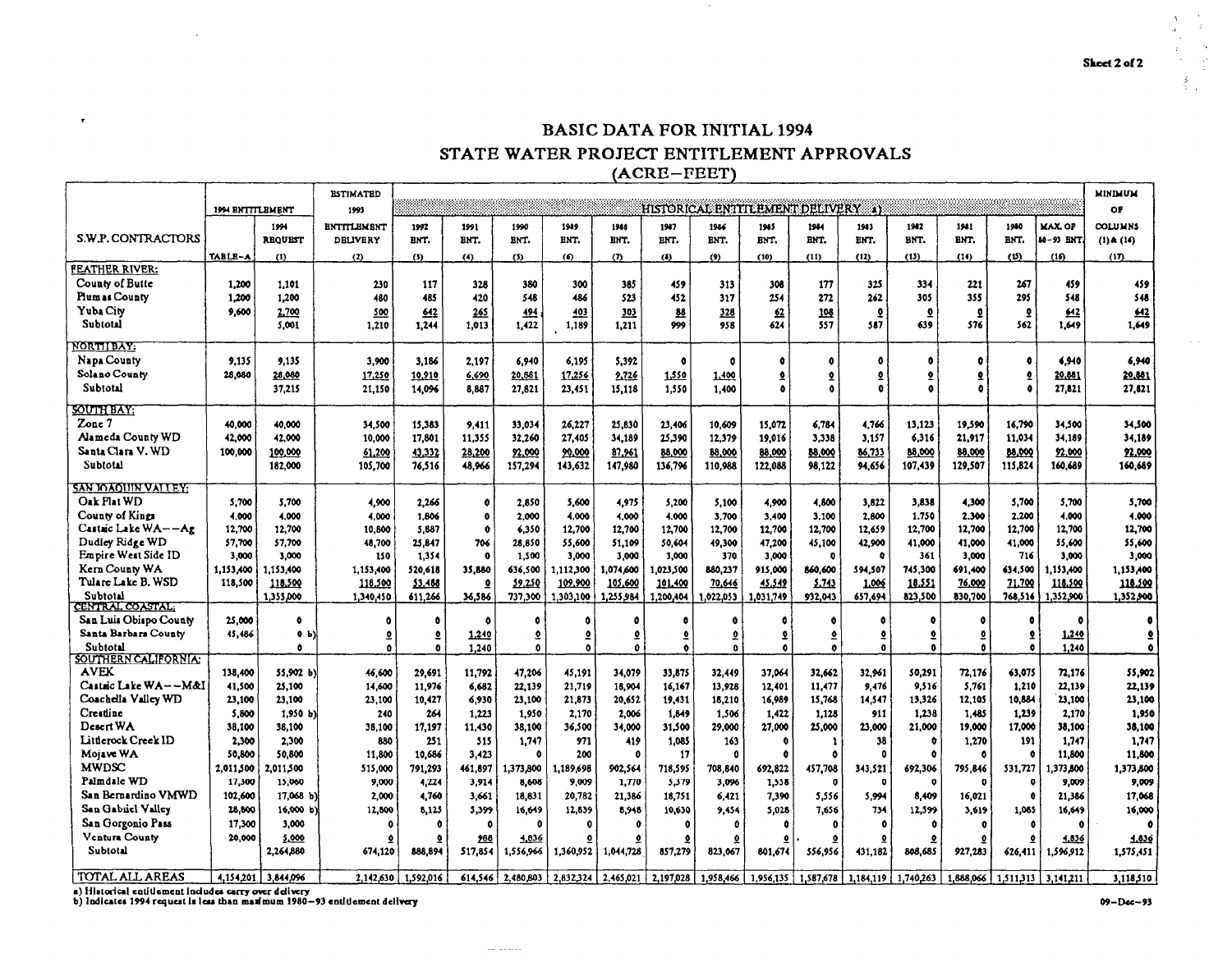# BASIC DATA FOR INITIAL 1994
## STATE WATER PROJECT ENTITLEMENT APPROVALS
### (ACRE-FEET)

| S.W.P. CONTRACTORS | 1994 ENTITLEMENT TABLE-A | 1994 ENTITLEMENT 1994 REQUEST (1) | ESTIMATED 1993 ENTITLEMENT DELIVERY (2) | HISTORICAL ENTITLEMENT DELIVERY a) 1992 ENT. (3) | 1991 ENT. (4) | 1990 ENT. (5) | 1989 ENT. (6) | 1988 ENT. (7) | 1987 ENT. (8) | 1986 ENT. (9) | 1985 ENT. (10) | 1984 ENT. (11) | 1983 ENT. (12) | 1982 ENT. (13) | 1981 ENT. (14) | 1980 ENT. (15) | MAX. OF 80-93 ENT. (16) | MINIMUM OF COLUMNS (1) & (16) (17) |
|---|---|---|---|---|---|---|---|---|---|---|---|---|---|---|---|---|---|---|
| **FEATHER RIVER:** | | | | | | | | | | | | | | | | | | |
| County of Butte | 1,200 | 1,101 | 230 | 117 | 328 | 380 | 300 | 385 | 459 | 313 | 308 | 177 | 325 | 334 | 221 | 267 | 459 | 459 |
| Plumas County | 1,200 | 1,200 | 480 | 485 | 420 | 548 | 486 | 523 | 452 | 317 | 254 | 272 | 262 | 305 | 355 | 295 | 548 | 548 |
| Yuba City | 9,600 | 2,700 | 500 | 642 | 265 | 494 | 403 | 303 | 88 | 328 | 62 | 108 | 0 | 0 | 0 | 0 | 642 | 642 |
| Subtotal | | 5,001 | 1,210 | 1,244 | 1,013 | 1,422 | 1,189 | 1,211 | 999 | 958 | 624 | 557 | 587 | 639 | 576 | 562 | 1,649 | 1,649 |
| **NORTH BAY:** | | | | | | | | | | | | | | | | | | |
| Napa County | 9,135 | 9,135 | 3,900 | 3,186 | 2,197 | 6,940 | 6,195 | 5,392 | 0 | 0 | 0 | 0 | 0 | 0 | 0 | 0 | 6,940 | 6,940 |
| Solano County | 28,080 | 28,080 | 17,250 | 10,910 | 6,690 | 20,881 | 17,256 | 9,726 | 1,550 | 1,400 | 0 | 0 | 0 | 0 | 0 | 0 | 20,881 | 20,881 |
| Subtotal | | 37,215 | 21,150 | 14,096 | 8,887 | 27,821 | 23,451 | 15,118 | 1,550 | 1,400 | 0 | 0 | 0 | 0 | 0 | 0 | 27,821 | 27,821 |
| **SOUTH BAY:** | | | | | | | | | | | | | | | | | | |
| Zone 7 | 40,000 | 40,000 | 34,500 | 15,383 | 9,411 | 33,034 | 26,227 | 25,830 | 23,406 | 10,609 | 15,072 | 6,784 | 4,766 | 13,123 | 19,590 | 16,790 | 34,500 | 34,500 |
| Alameda County WD | 42,000 | 42,000 | 10,000 | 17,801 | 11,355 | 32,260 | 27,405 | 34,189 | 25,390 | 12,379 | 19,016 | 3,338 | 3,157 | 6,316 | 21,917 | 11,034 | 34,189 | 34,189 |
| Santa Clara V. WD | 100,000 | 100,000 | 61,200 | 43,332 | 28,200 | 92,000 | 90,000 | 87,961 | 88,000 | 88,000 | 88,000 | 88,000 | 86,733 | 88,000 | 88,000 | 88,000 | 92,000 | 92,000 |
| Subtotal | | 182,000 | 105,700 | 76,516 | 48,966 | 157,294 | 143,632 | 147,980 | 136,796 | 110,988 | 122,088 | 98,122 | 94,656 | 107,439 | 129,507 | 115,824 | 160,689 | 160,689 |
| **SAN JOAQUIN VALLEY:** | | | | | | | | | | | | | | | | | | |
| Oak Flat WD | 5,700 | 5,700 | 4,900 | 2,266 | 0 | 2,850 | 5,600 | 4,975 | 5,200 | 5,100 | 4,900 | 4,800 | 3,822 | 3,838 | 4,300 | 5,700 | 5,700 | 5,700 |
| County of Kings | 4,000 | 4,000 | 4,000 | 1,806 | 0 | 2,000 | 4,000 | 4,000 | 4,000 | 3,700 | 3,400 | 3,100 | 2,800 | 1,750 | 2,300 | 2,200 | 4,000 | 4,000 |
| Castaic Lake WA--Ag | 12,700 | 12,700 | 10,800 | 5,887 | 0 | 6,350 | 12,700 | 12,700 | 12,700 | 12,700 | 12,700 | 12,700 | 12,659 | 12,700 | 12,700 | 12,700 | 12,700 | 12,700 |
| Dudley Ridge WD | 57,700 | 57,700 | 48,700 | 25,847 | 706 | 28,850 | 55,600 | 51,109 | 50,604 | 49,300 | 47,200 | 45,100 | 42,900 | 41,000 | 41,000 | 41,000 | 55,600 | 55,600 |
| Empire West Side ID | 3,000 | 3,000 | 150 | 1,354 | 0 | 1,500 | 3,000 | 3,000 | 3,000 | 370 | 3,000 | 0 | 0 | 361 | 3,000 | 716 | 3,000 | 3,000 |
| Kern County WA | 1,153,400 | 1,153,400 | 1,153,400 | 520,618 | 35,880 | 636,500 | 1,112,300 | 1,074,600 | 1,023,500 | 880,237 | 915,000 | 860,600 | 594,507 | 745,300 | 691,400 | 634,500 | 1,153,400 | 1,153,400 |
| Tulare Lake B. WSD | 118,500 | 118,500 | 118,500 | 53,488 | 0 | 59,250 | 109,900 | 105,600 | 101,400 | 70,646 | 45,549 | 5,743 | 1,006 | 18,551 | 76,000 | 71,700 | 118,500 | 118,500 |
| Subtotal | | 1,355,000 | 1,340,450 | 611,266 | 36,586 | 737,300 | 1,303,100 | 1,255,984 | 1,200,404 | 1,022,053 | 1,031,749 | 932,043 | 657,694 | 823,500 | 830,700 | 768,516 | 1,352,900 | 1,352,900 |
| **CENTRAL COASTAL:** | | | | | | | | | | | | | | | | | | |
| San Luis Obispo County | 25,000 | 0 | 0 | 0 | 0 | 0 | 0 | 0 | 0 | 0 | 0 | 0 | 0 | 0 | 0 | 0 | 0 | 0 |
| Santa Barbara County | 45,486 | 0 b) | 0 | 0 | 1,240 | 0 | 0 | 0 | 0 | 0 | 0 | 0 | 0 | 0 | 0 | 0 | 1,240 | 0 |
| Subtotal | | 0 | 0 | 0 | 1,240 | 0 | 0 | 0 | 0 | 0 | 0 | 0 | 0 | 0 | 0 | 0 | 1,240 | 0 |
| **SOUTHERN CALIFORNIA:** | | | | | | | | | | | | | | | | | | |
| AVEK | 138,400 | 55,902 b) | 46,600 | 29,691 | 11,792 | 47,206 | 45,191 | 34,079 | 33,875 | 32,449 | 37,064 | 32,662 | 32,961 | 50,291 | 72,176 | 63,075 | 72,176 | 55,902 |
| Castaic Lake WA--M&I | 41,500 | 25,100 | 14,600 | 11,976 | 6,682 | 22,139 | 21,719 | 18,904 | 16,167 | 13,928 | 12,401 | 11,477 | 9,476 | 9,516 | 5,761 | 1,210 | 22,139 | 22,139 |
| Coachella Valley WD | 23,100 | 23,100 | 23,100 | 10,427 | 6,930 | 23,100 | 21,873 | 20,652 | 19,431 | 18,210 | 16,989 | 15,768 | 14,547 | 13,326 | 12,105 | 10,884 | 23,100 | 23,100 |
| Crestline | 5,800 | 1,950 b) | 240 | 264 | 1,223 | 1,950 | 2,170 | 2,006 | 1,849 | 1,506 | 1,422 | 1,128 | 911 | 1,238 | 1,485 | 1,239 | 2,170 | 1,950 |
| Desert WA | 38,100 | 38,100 | 38,100 | 17,197 | 11,430 | 38,100 | 36,500 | 34,000 | 31,500 | 29,000 | 27,000 | 25,000 | 23,000 | 21,000 | 19,000 | 17,000 | 38,100 | 38,100 |
| Littlerock Creek ID | 2,300 | 2,300 | 880 | 251 | 515 | 1,747 | 971 | 419 | 1,085 | 163 | 0 | 1 | 38 | 0 | 1,270 | 191 | 1,747 | 1,747 |
| Mojave WA | 50,800 | 50,800 | 11,800 | 10,686 | 3,423 | 0 | 200 | 0 | 17 | 0 | 0 | 0 | 0 | 0 | 0 | 0 | 11,800 | 11,800 |
| MWDSC | 2,011,500 | 2,011,500 | 515,000 | 791,293 | 461,897 | 1,373,800 | 1,189,698 | 902,564 | 718,595 | 708,840 | 692,822 | 457,708 | 343,521 | 692,306 | 795,846 | 531,727 | 1,373,800 | 1,373,800 |
| Palmdale WD | 17,300 | 15,060 | 9,000 | 4,224 | 3,914 | 8,608 | 9,009 | 1,770 | 5,379 | 3,096 | 1,358 | 0 | 0 | 0 | 0 | 0 | 9,009 | 9,009 |
| San Bernardino VMWD | 102,600 | 17,068 b) | 2,000 | 4,760 | 3,661 | 18,831 | 20,782 | 21,386 | 18,751 | 6,421 | 7,390 | 5,556 | 5,994 | 8,409 | 16,021 | 0 | 21,386 | 17,068 |
| San Gabriel Valley | 28,800 | 16,000 b) | 12,800 | 8,125 | 5,399 | 16,649 | 12,839 | 8,948 | 10,630 | 9,454 | 5,028 | 7,656 | 734 | 12,599 | 3,619 | 1,065 | 16,649 | 16,000 |
| San Gorgonio Pass | 17,300 | 3,000 | 0 | 0 | 0 | 0 | 0 | 0 | 0 | 0 | 0 | 0 | 0 | 0 | 0 | 0 | 0 | 0 |
| Ventura County | 20,000 | 5,000 | 0 | 0 | 988 | 4,836 | 0 | 0 | 0 | 0 | 0 | 0 | 0 | 0 | 0 | 0 | 4,836 | 4,836 |
| Subtotal | | 2,264,880 | 674,120 | 888,894 | 517,854 | 1,556,966 | 1,360,952 | 1,044,728 | 857,279 | 823,067 | 801,674 | 556,956 | 431,182 | 808,685 | 927,283 | 626,411 | 1,596,912 | 1,575,451 |
| TOTAL ALL AREAS | 4,154,201 | 3,844,096 | 2,142,630 | 1,592,016 | 614,546 | 2,480,803 | 2,832,324 | 2,465,021 | 2,197,028 | 1,958,466 | 1,956,135 | 1,587,678 | 1,184,119 | 1,740,263 | 1,888,066 | 1,511,313 | 3,141,211 | 3,118,510 |

a) Historical entitlement includes carry over delivery
b) Indicates 1994 request is less than maximum 1980-93 entitlement delivery

09-Dec-93